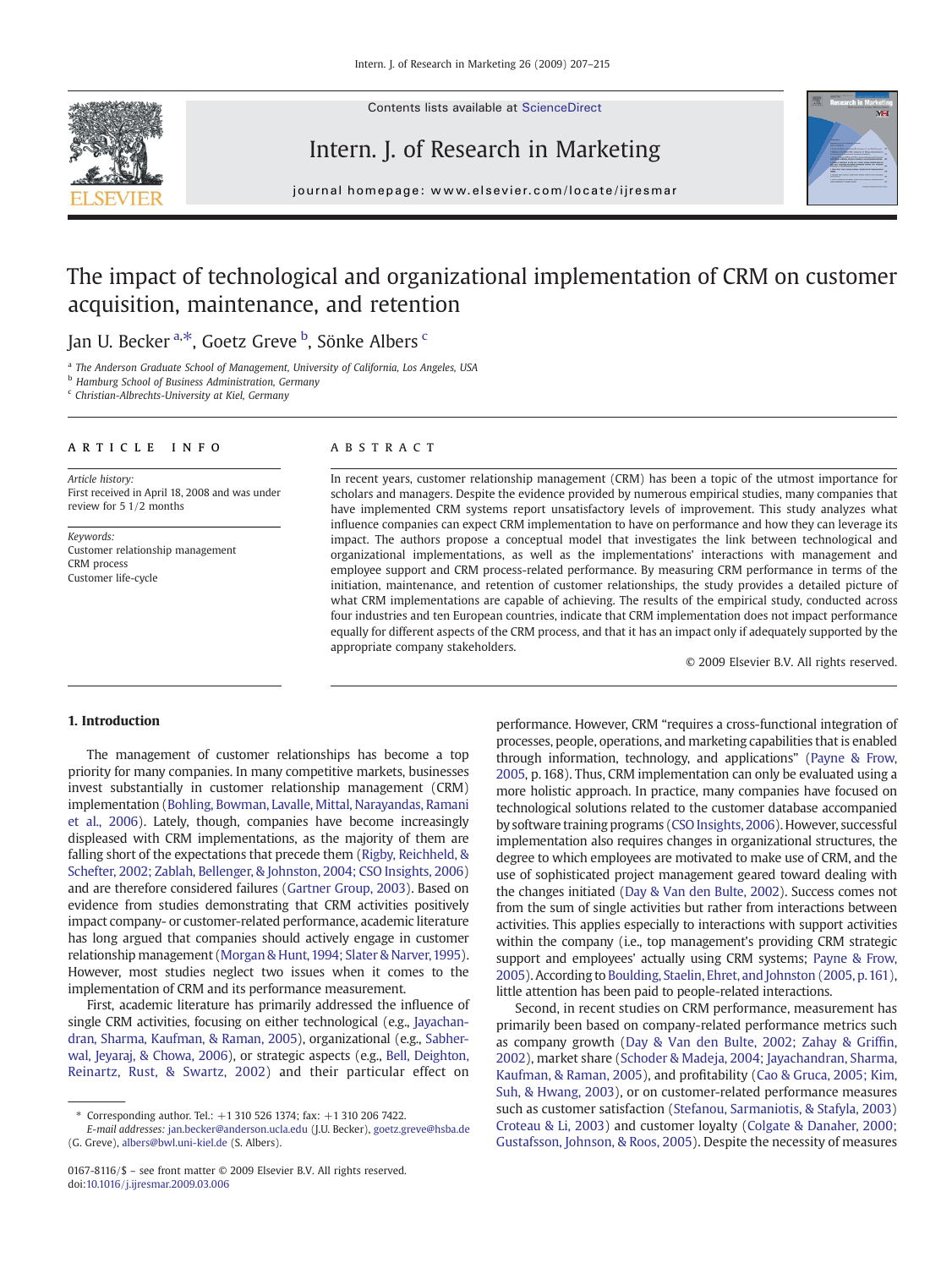# The impact of technological and organizational implementation of CRM on customer acquisition, maintenance, and retention

Jan U. Becker [a,*], Goetz Greve [b], Sönke Albers [c]

[a] The Anderson Graduate School of Management, University of California, Los Angeles, USA
[b] Hamburg School of Business Administration, Germany
[c] Christian-Albrechts-University at Kiel, Germany

## ARTICLE INFO

*Article history:*
First received in April 18, 2008 and was under review for 5 1/2 months

*Keywords:*
Customer relationship management
CRM process
Customer life-cycle

## ABSTRACT

In recent years, customer relationship management (CRM) has been a topic of the utmost importance for scholars and managers. Despite the evidence provided by numerous empirical studies, many companies that have implemented CRM systems report unsatisfactory levels of improvement. This study analyzes what influence companies can expect CRM implementation to have on performance and how they can leverage its impact. The authors propose a conceptual model that investigates the link between technological and organizational implementations, as well as the implementations' interactions with management and employee support and CRM process-related performance. By measuring CRM performance in terms of the initiation, maintenance, and retention of customer relationships, the study provides a detailed picture of what CRM implementations are capable of achieving. The results of the empirical study, conducted across four industries and ten European countries, indicate that CRM implementation does not impact performance equally for different aspects of the CRM process, and that it has an impact only if adequately supported by the appropriate company stakeholders.

© 2009 Elsevier B.V. All rights reserved.

## 1. Introduction

The management of customer relationships has become a top priority for many companies. In many competitive markets, businesses invest substantially in customer relationship management (CRM) implementation (Bohling, Bowman, Lavalle, Mittal, Narayandas, Ramani et al., 2006). Lately, though, companies have become increasingly displeased with CRM implementations, as the majority of them are falling short of the expectations that precede them (Rigby, Reichheld, & Schefter, 2002; Zablah, Bellenger, & Johnston, 2004; CSO Insights, 2006) and are therefore considered failures (Gartner Group, 2003). Based on evidence from studies demonstrating that CRM activities positively impact company- or customer-related performance, academic literature has long argued that companies should actively engage in customer relationship management (Morgan & Hunt, 1994; Slater & Narver, 1995). However, most studies neglect two issues when it comes to the implementation of CRM and its performance measurement.

First, academic literature has primarily addressed the influence of single CRM activities, focusing on either technological (e.g., Jayachandran, Sharma, Kaufman, & Raman, 2005), organizational (e.g., Sabherwal, Jeyaraj, & Chowa, 2006), or strategic aspects (e.g., Bell, Deighton, Reinartz, Rust, & Swartz, 2002) and their particular effect on performance. However, CRM "requires a cross-functional integration of processes, people, operations, and marketing capabilities that is enabled through information, technology, and applications" (Payne & Frow, 2005, p. 168). Thus, CRM implementation can only be evaluated using a more holistic approach. In practice, many companies have focused on technological solutions related to the customer database accompanied by software training programs (CSO Insights, 2006). However, successful implementation also requires changes in organizational structures, the degree to which employees are motivated to make use of CRM, and the use of sophisticated project management geared toward dealing with the changes initiated (Day & Van den Bulte, 2002). Success comes not from the sum of single activities but rather from interactions between activities. This applies especially to interactions with support activities within the company (i.e., top management's providing CRM strategic support and employees' actually using CRM systems; Payne & Frow, 2005). According to Boulding, Staelin, Ehret, and Johnston (2005, p. 161), little attention has been paid to people-related interactions.

Second, in recent studies on CRM performance, measurement has primarily been based on company-related performance metrics such as company growth (Day & Van den Bulte, 2002; Zahay & Griffin, 2002), market share (Schoder & Madeja, 2004; Jayachandran, Sharma, Kaufman, & Raman, 2005), and profitability (Cao & Gruca, 2005; Kim, Suh, & Hwang, 2003), or on customer-related performance measures such as customer satisfaction (Stefanou, Sarmaniotis, & Stafyla, 2003) Croteau & Li, 2003) and customer loyalty (Colgate & Danaher, 2000; Gustafsson, Johnson, & Roos, 2005). Despite the necessity of measures

\* Corresponding author. Tel.: +1 310 526 1374; fax: +1 310 206 7422.
*E-mail addresses:* jan.becker@anderson.ucla.edu (J.U. Becker), goetz.greve@hsba.de (G. Greve), albers@bwl.uni-kiel.de (S. Albers).

0167-8116/$ – see front matter © 2009 Elsevier B.V. All rights reserved.
doi:10.1016/j.ijresmar.2009.03.006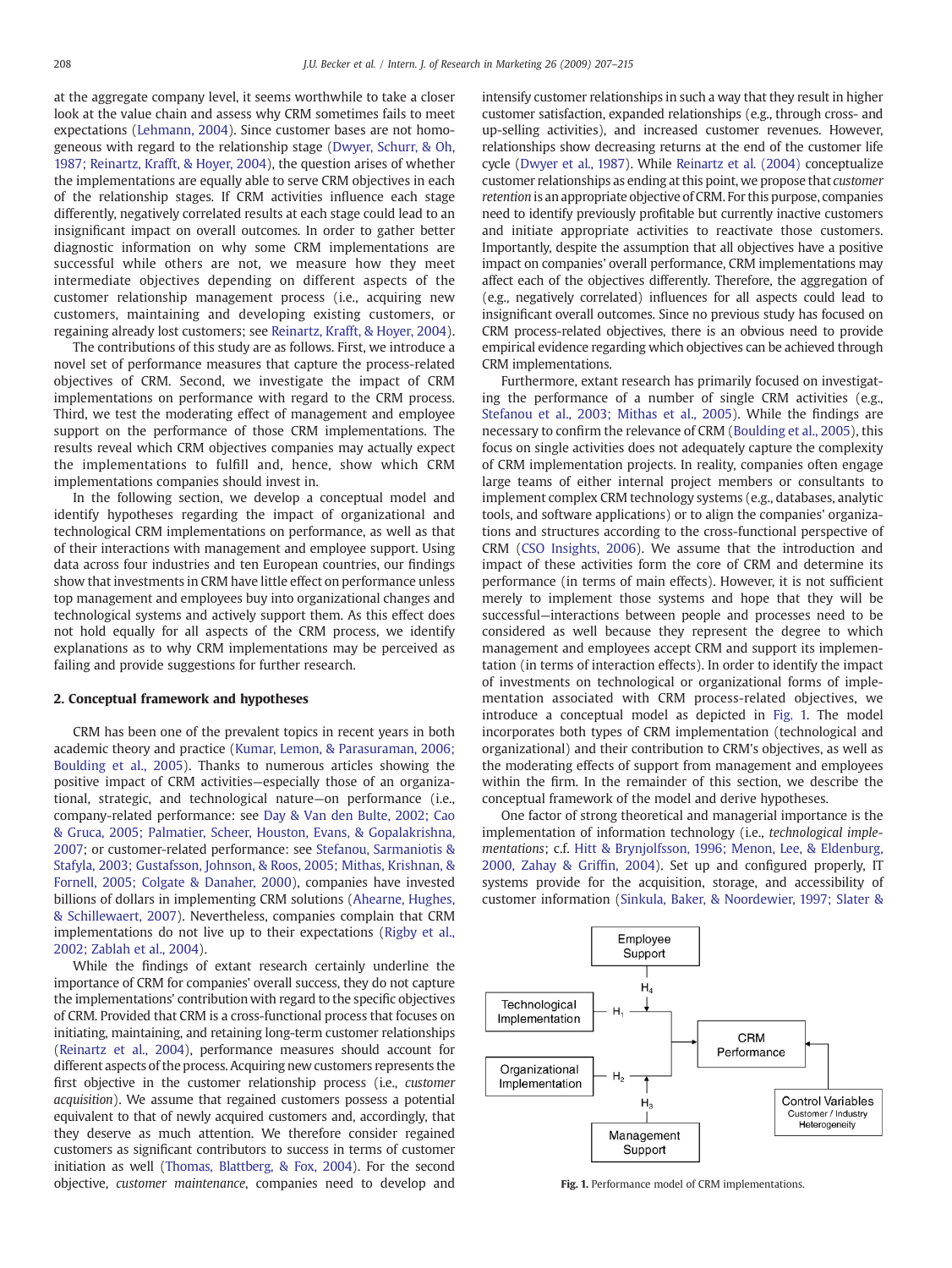at the aggregate company level, it seems worthwhile to take a closer look at the value chain and assess why CRM sometimes fails to meet expectations (Lehmann, 2004). Since customer bases are not homogeneous with regard to the relationship stage (Dwyer, Schurr, & Oh, 1987; Reinartz, Krafft, & Hoyer, 2004), the question arises of whether the implementations are equally able to serve CRM objectives in each of the relationship stages. If CRM activities influence each stage differently, negatively correlated results at each stage could lead to an insignificant impact on overall outcomes. In order to gather better diagnostic information on why some CRM implementations are successful while others are not, we measure how they meet intermediate objectives depending on different aspects of the customer relationship management process (i.e., acquiring new customers, maintaining and developing existing customers, or regaining already lost customers; see Reinartz, Krafft, & Hoyer, 2004).

The contributions of this study are as follows. First, we introduce a novel set of performance measures that capture the process-related objectives of CRM. Second, we investigate the impact of CRM implementations on performance with regard to the CRM process. Third, we test the moderating effect of management and employee support on the performance of those CRM implementations. The results reveal which CRM objectives companies may actually expect the implementations to fulfill and, hence, show which CRM implementations companies should invest in.

In the following section, we develop a conceptual model and identify hypotheses regarding the impact of organizational and technological CRM implementations on performance, as well as that of their interactions with management and employee support. Using data across four industries and ten European countries, our findings show that investments in CRM have little effect on performance unless top management and employees buy into organizational changes and technological systems and actively support them. As this effect does not hold equally for all aspects of the CRM process, we identify explanations as to why CRM implementations may be perceived as failing and provide suggestions for further research.

## 2. Conceptual framework and hypotheses

CRM has been one of the prevalent topics in recent years in both academic theory and practice (Kumar, Lemon, & Parasuraman, 2006; Boulding et al., 2005). Thanks to numerous articles showing the positive impact of CRM activities—especially those of an organizational, strategic, and technological nature—on performance (i.e., company-related performance: see Day & Van den Bulte, 2002; Cao & Gruca, 2005; Palmatier, Scheer, Houston, Evans, & Gopalakrishna, 2007; or customer-related performance: see Stefanou, Sarmaniotis & Stafyla, 2003; Gustafsson, Johnson, & Roos, 2005; Mithas, Krishnan, & Fornell, 2005; Colgate & Danaher, 2000), companies have invested billions of dollars in implementing CRM solutions (Ahearne, Hughes, & Schillewaert, 2007). Nevertheless, companies complain that CRM implementations do not live up to their expectations (Rigby et al., 2002; Zablah et al., 2004).

While the findings of extant research certainly underline the importance of CRM for companies' overall success, they do not capture the implementations' contribution with regard to the specific objectives of CRM. Provided that CRM is a cross-functional process that focuses on initiating, maintaining, and retaining long-term customer relationships (Reinartz et al., 2004), performance measures should account for different aspects of the process. Acquiring new customers represents the first objective in the customer relationship process (i.e., *customer acquisition*). We assume that regained customers possess a potential equivalent to that of newly acquired customers and, accordingly, that they deserve as much attention. We therefore consider regained customers as significant contributors to success in terms of customer initiation as well (Thomas, Blattberg, & Fox, 2004). For the second objective, *customer maintenance*, companies need to develop and intensify customer relationships in such a way that they result in higher customer satisfaction, expanded relationships (e.g., through cross- and up-selling activities), and increased customer revenues. However, relationships show decreasing returns at the end of the customer life cycle (Dwyer et al., 1987). While Reinartz et al. (2004) conceptualize customer relationships as ending at this point, we propose that *customer retention* is an appropriate objective of CRM. For this purpose, companies need to identify previously profitable but currently inactive customers and initiate appropriate activities to reactivate those customers. Importantly, despite the assumption that all objectives have a positive impact on companies' overall performance, CRM implementations may affect each of the objectives differently. Therefore, the aggregation of (e.g., negatively correlated) influences for all aspects could lead to insignificant overall outcomes. Since no previous study has focused on CRM process-related objectives, there is an obvious need to provide empirical evidence regarding which objectives can be achieved through CRM implementations.

Furthermore, extant research has primarily focused on investigating the performance of a number of single CRM activities (e.g., Stefanou et al., 2003; Mithas et al., 2005). While the findings are necessary to confirm the relevance of CRM (Boulding et al., 2005), this focus on single activities does not adequately capture the complexity of CRM implementation projects. In reality, companies often engage large teams of either internal project members or consultants to implement complex CRM technology systems (e.g., databases, analytic tools, and software applications) or to align the companies' organizations and structures according to the cross-functional perspective of CRM (CSO Insights, 2006). We assume that the introduction and impact of these activities form the core of CRM and determine its performance (in terms of main effects). However, it is not sufficient merely to implement those systems and hope that they will be successful—interactions between people and processes need to be considered as well because they represent the degree to which management and employees accept CRM and support its implementation (in terms of interaction effects). In order to identify the impact of investments on technological or organizational forms of implementation associated with CRM process-related objectives, we introduce a conceptual model as depicted in Fig. 1. The model incorporates both types of CRM implementation (technological and organizational) and their contribution to CRM's objectives, as well as the moderating effects of support from management and employees within the firm. In the remainder of this section, we describe the conceptual framework of the model and derive hypotheses.

One factor of strong theoretical and managerial importance is the implementation of information technology (i.e., *technological implementations*; c.f. Hitt & Brynjolfsson, 1996; Menon, Lee, & Eldenburg, 2000, Zahay & Griffin, 2004). Set up and configured properly, IT systems provide for the acquisition, storage, and accessibility of customer information (Sinkula, Baker, & Noordewier, 1997; Slater &

Employee Support
H4
Technological Implementation
H1
CRM Performance
Organizational Implementation
H2
H3
Management Support
Control Variables
Customer / Industry Heterogeneity

**Fig. 1.** Performance model of CRM implementations.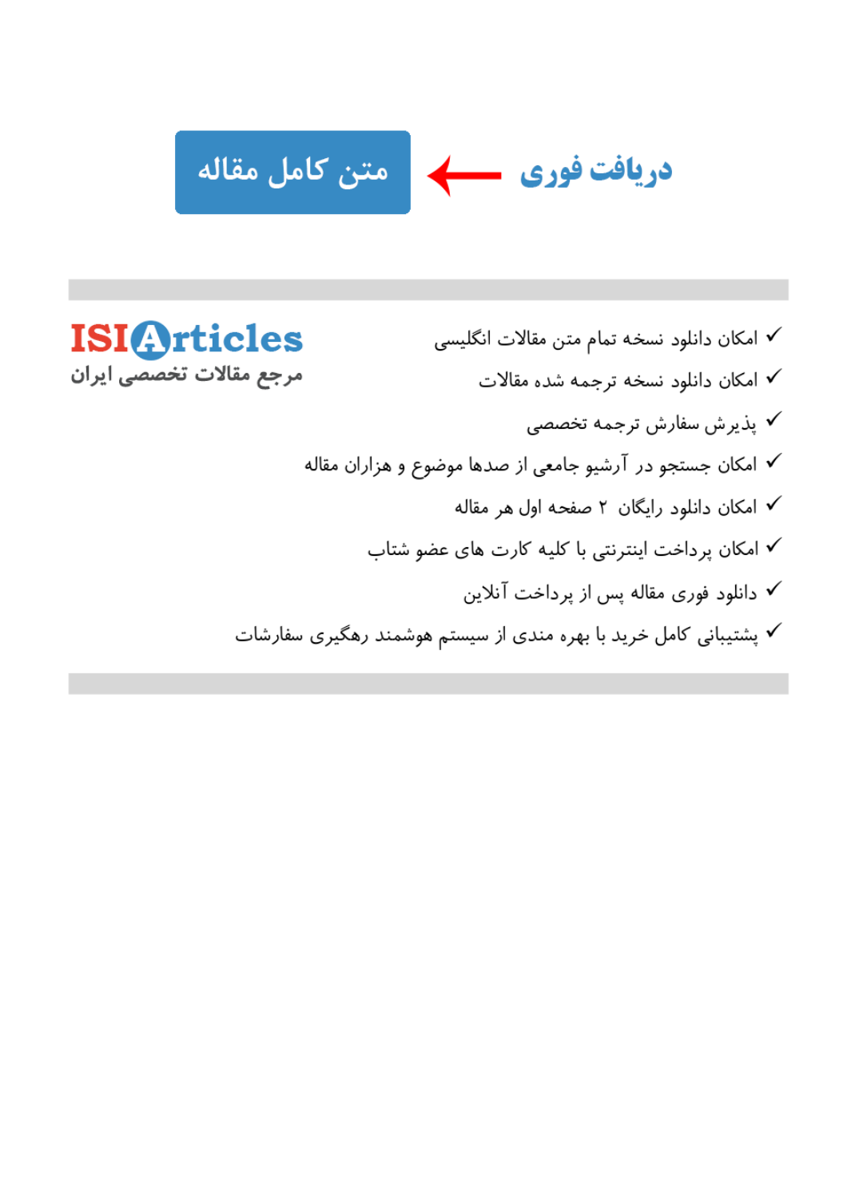دریافت فوری ← **متن کامل مقاله**

**ISIArticles**
مرجع مقالات تخصصی ایران

- ✓ امکان دانلود نسخه تمام متن مقالات انگلیسی
- ✓ امکان دانلود نسخه ترجمه شده مقالات
- ✓ پذیرش سفارش ترجمه تخصصی
- ✓ امکان جستجو در آرشیو جامعی از صدها موضوع و هزاران مقاله
- ✓ امکان دانلود رایگان ۲ صفحه اول هر مقاله
- ✓ امکان پرداخت اینترنتی با کلیه کارت های عضو شتاب
- ✓ دانلود فوری مقاله پس از پرداخت آنلاین
- ✓ پشتیبانی کامل خرید با بهره مندی از سیستم هوشمند رهگیری سفارشات